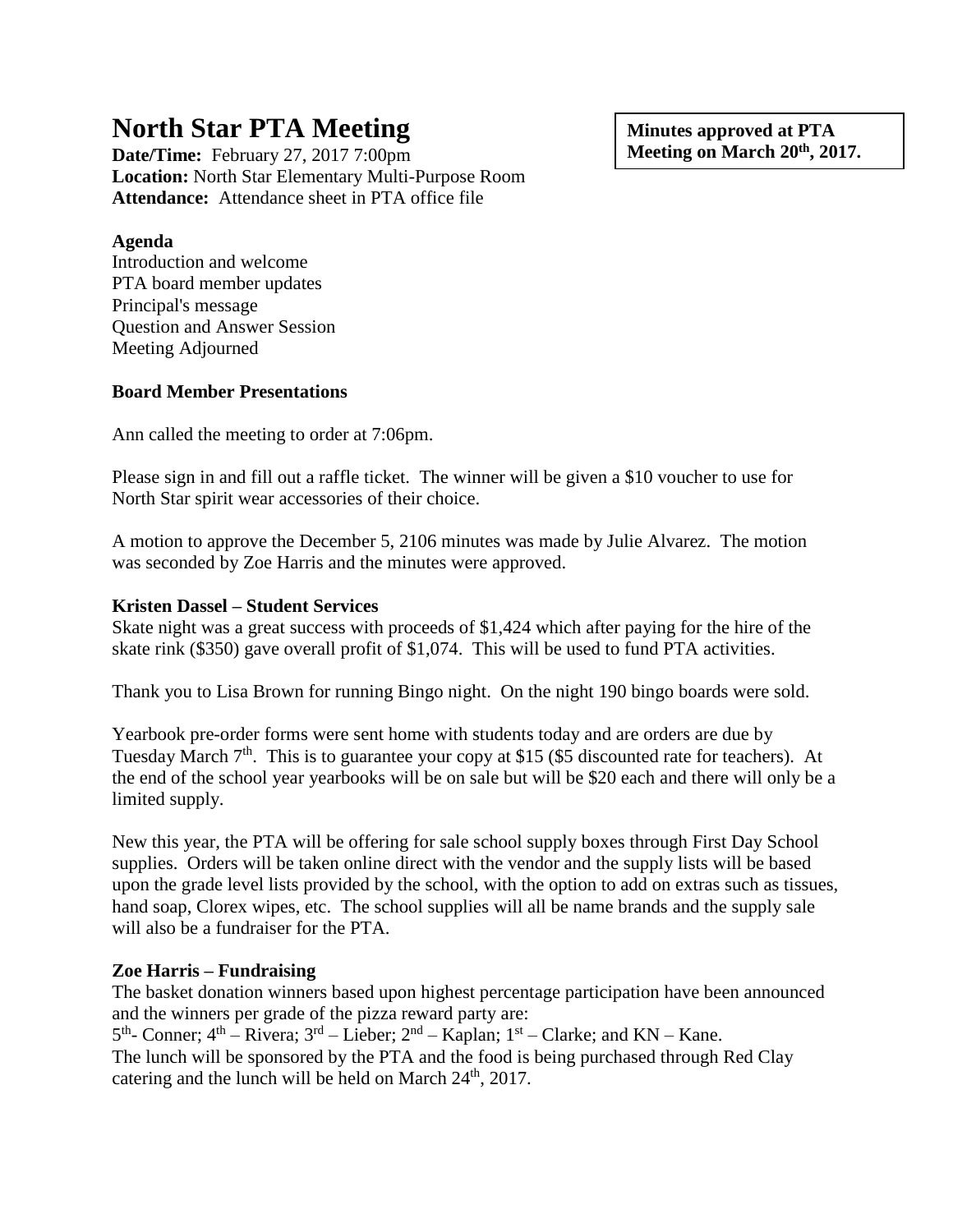# North Star PTA Meeting

**Minutes approved at PTA Meeting on March 20th, 2017.**

**Date/Time:** February 27, 2017 7:00pm
**Location:** North Star Elementary Multi-Purpose Room
**Attendance:** Attendance sheet in PTA office file

**Agenda**
Introduction and welcome
PTA board member updates
Principal's message
Question and Answer Session
Meeting Adjourned

**Board Member Presentations**

Ann called the meeting to order at 7:06pm.

Please sign in and fill out a raffle ticket. The winner will be given a $10 voucher to use for North Star spirit wear accessories of their choice.

A motion to approve the December 5, 2106 minutes was made by Julie Alvarez. The motion was seconded by Zoe Harris and the minutes were approved.

**Kristen Dassel – Student Services**
Skate night was a great success with proceeds of $1,424 which after paying for the hire of the skate rink ($350) gave overall profit of $1,074. This will be used to fund PTA activities.

Thank you to Lisa Brown for running Bingo night. On the night 190 bingo boards were sold.

Yearbook pre-order forms were sent home with students today and are orders are due by Tuesday March 7th. This is to guarantee your copy at $15 ($5 discounted rate for teachers). At the end of the school year yearbooks will be on sale but will be $20 each and there will only be a limited supply.

New this year, the PTA will be offering for sale school supply boxes through First Day School supplies. Orders will be taken online direct with the vendor and the supply lists will be based upon the grade level lists provided by the school, with the option to add on extras such as tissues, hand soap, Clorex wipes, etc. The school supplies will all be name brands and the supply sale will also be a fundraiser for the PTA.

**Zoe Harris – Fundraising**
The basket donation winners based upon highest percentage participation have been announced and the winners per grade of the pizza reward party are:
5th- Conner; 4th – Rivera; 3rd – Lieber; 2nd – Kaplan; 1st – Clarke; and KN – Kane.
The lunch will be sponsored by the PTA and the food is being purchased through Red Clay catering and the lunch will be held on March 24th, 2017.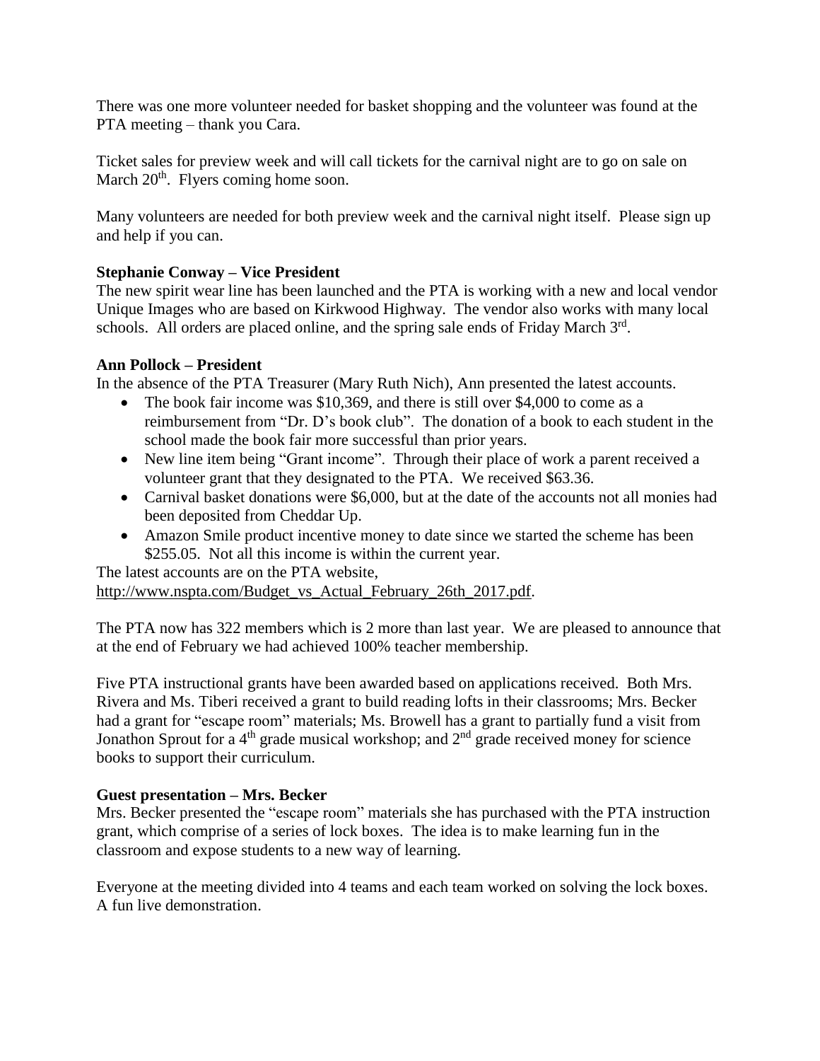There was one more volunteer needed for basket shopping and the volunteer was found at the PTA meeting – thank you Cara.

Ticket sales for preview week and will call tickets for the carnival night are to go on sale on March 20th. Flyers coming home soon.

Many volunteers are needed for both preview week and the carnival night itself. Please sign up and help if you can.

**Stephanie Conway – Vice President**
The new spirit wear line has been launched and the PTA is working with a new and local vendor Unique Images who are based on Kirkwood Highway. The vendor also works with many local schools. All orders are placed online, and the spring sale ends of Friday March 3rd.

**Ann Pollock – President**
In the absence of the PTA Treasurer (Mary Ruth Nich), Ann presented the latest accounts.

- The book fair income was $10,369, and there is still over $4,000 to come as a reimbursement from "Dr. D's book club". The donation of a book to each student in the school made the book fair more successful than prior years.
- New line item being "Grant income". Through their place of work a parent received a volunteer grant that they designated to the PTA. We received $63.36.
- Carnival basket donations were $6,000, but at the date of the accounts not all monies had been deposited from Cheddar Up.
- Amazon Smile product incentive money to date since we started the scheme has been $255.05. Not all this income is within the current year.

The latest accounts are on the PTA website, http://www.nspta.com/Budget_vs_Actual_February_26th_2017.pdf.

The PTA now has 322 members which is 2 more than last year. We are pleased to announce that at the end of February we had achieved 100% teacher membership.

Five PTA instructional grants have been awarded based on applications received. Both Mrs. Rivera and Ms. Tiberi received a grant to build reading lofts in their classrooms; Mrs. Becker had a grant for "escape room" materials; Ms. Browell has a grant to partially fund a visit from Jonathon Sprout for a 4th grade musical workshop; and 2nd grade received money for science books to support their curriculum.

**Guest presentation – Mrs. Becker**
Mrs. Becker presented the "escape room" materials she has purchased with the PTA instruction grant, which comprise of a series of lock boxes. The idea is to make learning fun in the classroom and expose students to a new way of learning.

Everyone at the meeting divided into 4 teams and each team worked on solving the lock boxes. A fun live demonstration.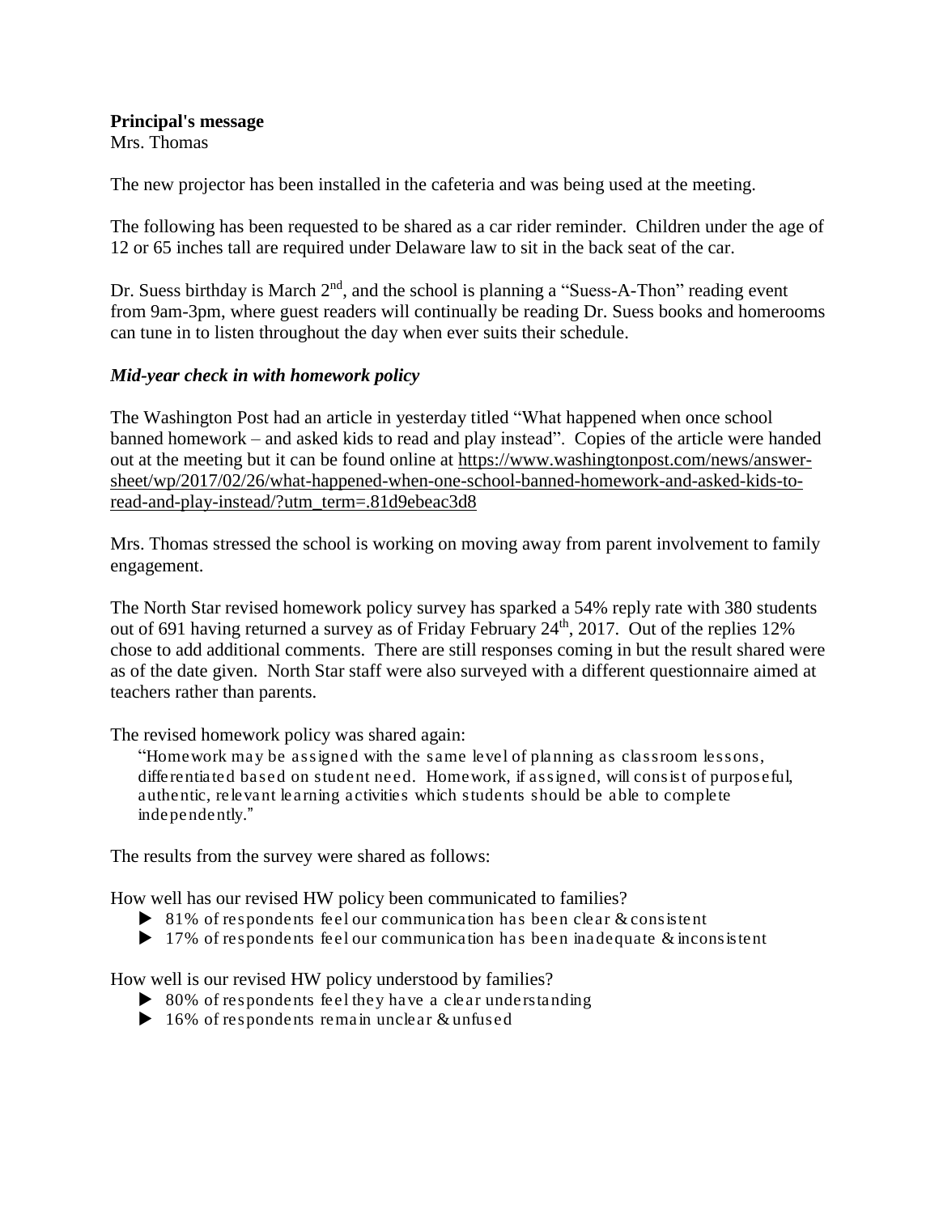**Principal's message**
Mrs. Thomas

The new projector has been installed in the cafeteria and was being used at the meeting.

The following has been requested to be shared as a car rider reminder. Children under the age of 12 or 65 inches tall are required under Delaware law to sit in the back seat of the car.

Dr. Suess birthday is March 2nd, and the school is planning a "Suess-A-Thon" reading event from 9am-3pm, where guest readers will continually be reading Dr. Suess books and homerooms can tune in to listen throughout the day when ever suits their schedule.

***Mid-year check in with homework policy***

The Washington Post had an article in yesterday titled "What happened when once school banned homework – and asked kids to read and play instead". Copies of the article were handed out at the meeting but it can be found online at https://www.washingtonpost.com/news/answer-sheet/wp/2017/02/26/what-happened-when-one-school-banned-homework-and-asked-kids-to-read-and-play-instead/?utm_term=.81d9ebeac3d8

Mrs. Thomas stressed the school is working on moving away from parent involvement to family engagement.

The North Star revised homework policy survey has sparked a 54% reply rate with 380 students out of 691 having returned a survey as of Friday February 24th, 2017. Out of the replies 12% chose to add additional comments. There are still responses coming in but the result shared were as of the date given. North Star staff were also surveyed with a different questionnaire aimed at teachers rather than parents.

The revised homework policy was shared again:

> "Homework may be assigned with the same level of planning as classroom lessons, differentiated based on student need. Homework, if assigned, will consist of purposeful, authentic, relevant learning activities which students should be able to complete independently."

The results from the survey were shared as follows:

How well has our revised HW policy been communicated to families?

- 81% of respondents feel our communication has been clear & consistent
- 17% of respondents feel our communication has been inadequate & inconsistent

How well is our revised HW policy understood by families?

- 80% of respondents feel they have a clear understanding
- 16% of respondents remain unclear & unfused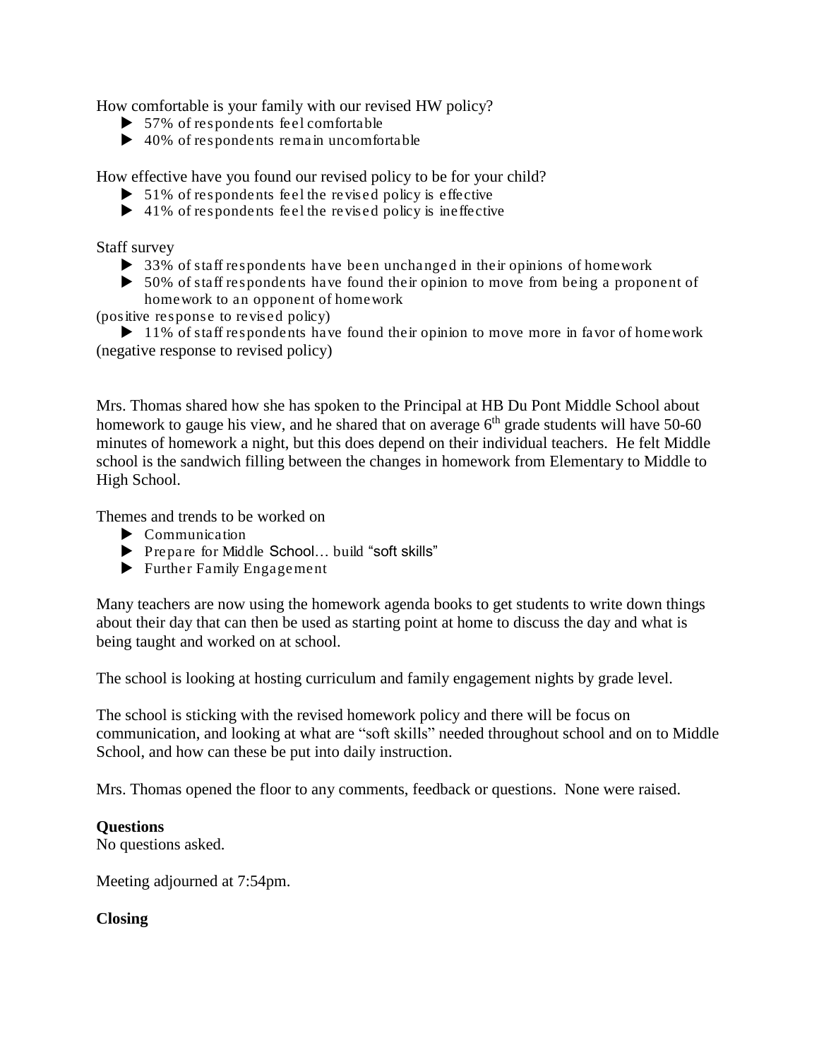How comfortable is your family with our revised HW policy?

- 57% of respondents feel comfortable
- 40% of respondents remain uncomfortable

How effective have you found our revised policy to be for your child?

- 51% of respondents feel the revised policy is effective
- 41% of respondents feel the revised policy is ineffective

Staff survey

- 33% of staff respondents have been unchanged in their opinions of homework
- 50% of staff respondents have found their opinion to move from being a proponent of homework to an opponent of homework

(positive response to revised policy)

- 11% of staff respondents have found their opinion to move more in favor of homework

(negative response to revised policy)

Mrs. Thomas shared how she has spoken to the Principal at HB Du Pont Middle School about homework to gauge his view, and he shared that on average 6th grade students will have 50-60 minutes of homework a night, but this does depend on their individual teachers. He felt Middle school is the sandwich filling between the changes in homework from Elementary to Middle to High School.

Themes and trends to be worked on

- Communication
- Prepare for Middle School… build "soft skills"
- Further Family Engagement

Many teachers are now using the homework agenda books to get students to write down things about their day that can then be used as starting point at home to discuss the day and what is being taught and worked on at school.

The school is looking at hosting curriculum and family engagement nights by grade level.

The school is sticking with the revised homework policy and there will be focus on communication, and looking at what are "soft skills" needed throughout school and on to Middle School, and how can these be put into daily instruction.

Mrs. Thomas opened the floor to any comments, feedback or questions. None were raised.

**Questions**

No questions asked.

Meeting adjourned at 7:54pm.

**Closing**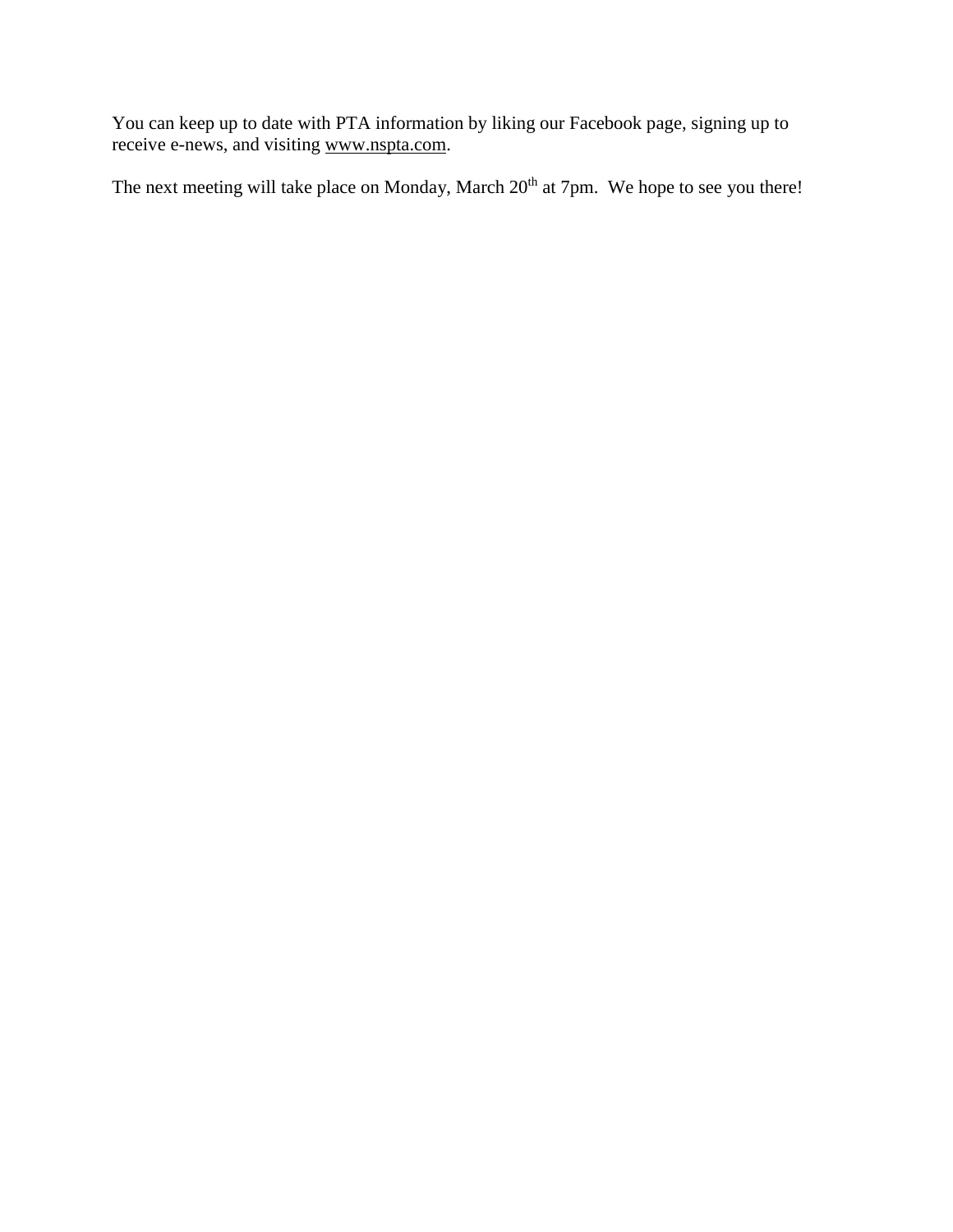You can keep up to date with PTA information by liking our Facebook page, signing up to receive e-news, and visiting www.nspta.com.

The next meeting will take place on Monday, March 20th at 7pm. We hope to see you there!